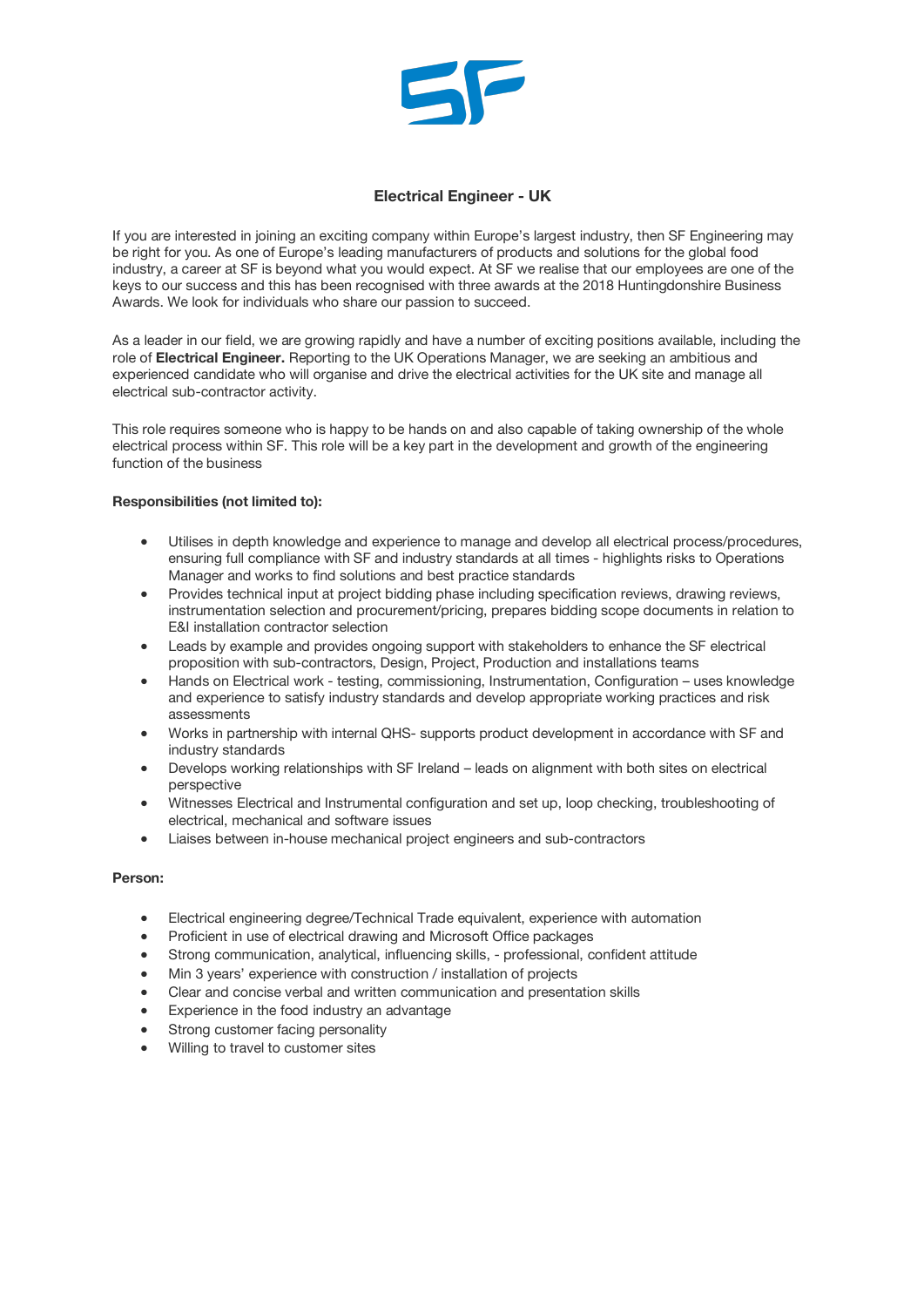# Electrical Engineer - UK

If you are interested in joining an exciting company within Europe's largest industry, then SF Engineering may be right for you. As one of Europe's leading manufacturers of products and solutions for the global food industry, a career at SF is beyond what you would expect. At SF we realise that our employees are one of the keys to our success and this has been recognised with three awards at the 2018 Huntingdonshire Business Awards. We look for individuals who share our passion to succeed.

As a leader in our field, we are growing rapidly and have a number of exciting positions available, including the role of **Electrical Engineer.** Reporting to the UK Operations Manager, we are seeking an ambitious and experienced candidate who will organise and drive the electrical activities for the UK site and manage all electrical sub-contractor activity.

This role requires someone who is happy to be hands on and also capable of taking ownership of the whole electrical process within SF. This role will be a key part in the development and growth of the engineering function of the business

**Responsibilities (not limited to):**

- Utilises in depth knowledge and experience to manage and develop all electrical process/procedures, ensuring full compliance with SF and industry standards at all times - highlights risks to Operations Manager and works to find solutions and best practice standards
- Provides technical input at project bidding phase including specification reviews, drawing reviews, instrumentation selection and procurement/pricing, prepares bidding scope documents in relation to E&I installation contractor selection
- Leads by example and provides ongoing support with stakeholders to enhance the SF electrical proposition with sub-contractors, Design, Project, Production and installations teams
- Hands on Electrical work - testing, commissioning, Instrumentation, Configuration – uses knowledge and experience to satisfy industry standards and develop appropriate working practices and risk assessments
- Works in partnership with internal QHS- supports product development in accordance with SF and industry standards
- Develops working relationships with SF Ireland – leads on alignment with both sites on electrical perspective
- Witnesses Electrical and Instrumental configuration and set up, loop checking, troubleshooting of electrical, mechanical and software issues
- Liaises between in-house mechanical project engineers and sub-contractors

**Person:**

- Electrical engineering degree/Technical Trade equivalent, experience with automation
- Proficient in use of electrical drawing and Microsoft Office packages
- Strong communication, analytical, influencing skills, - professional, confident attitude
- Min 3 years' experience with construction / installation of projects
- Clear and concise verbal and written communication and presentation skills
- Experience in the food industry an advantage
- Strong customer facing personality
- Willing to travel to customer sites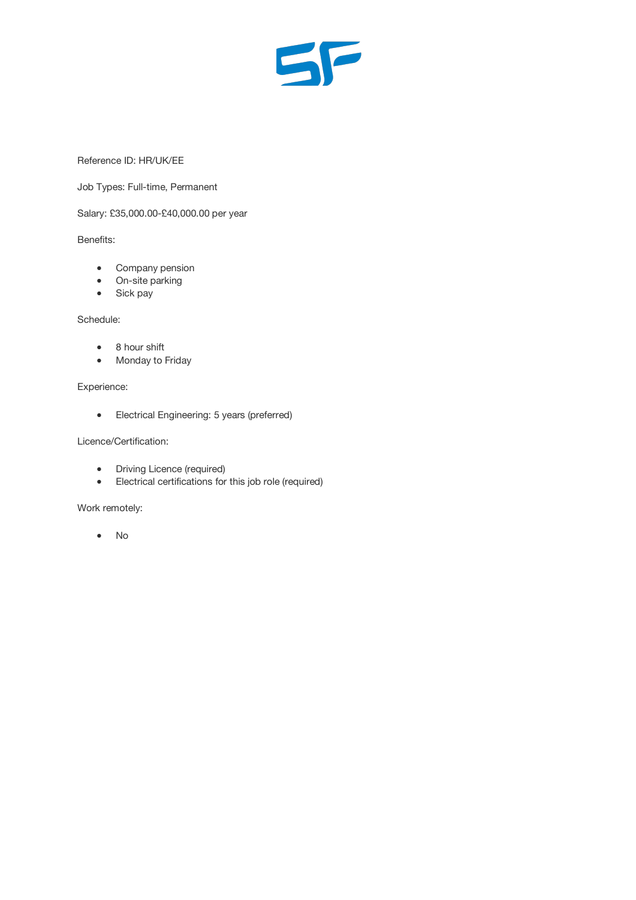Reference ID: HR/UK/EE

Job Types: Full-time, Permanent

Salary: £35,000.00-£40,000.00 per year

Benefits:

- Company pension
- On-site parking
- Sick pay

Schedule:

- 8 hour shift
- Monday to Friday

Experience:

- Electrical Engineering: 5 years (preferred)

Licence/Certification:

- Driving Licence (required)
- Electrical certifications for this job role (required)

Work remotely:

- No